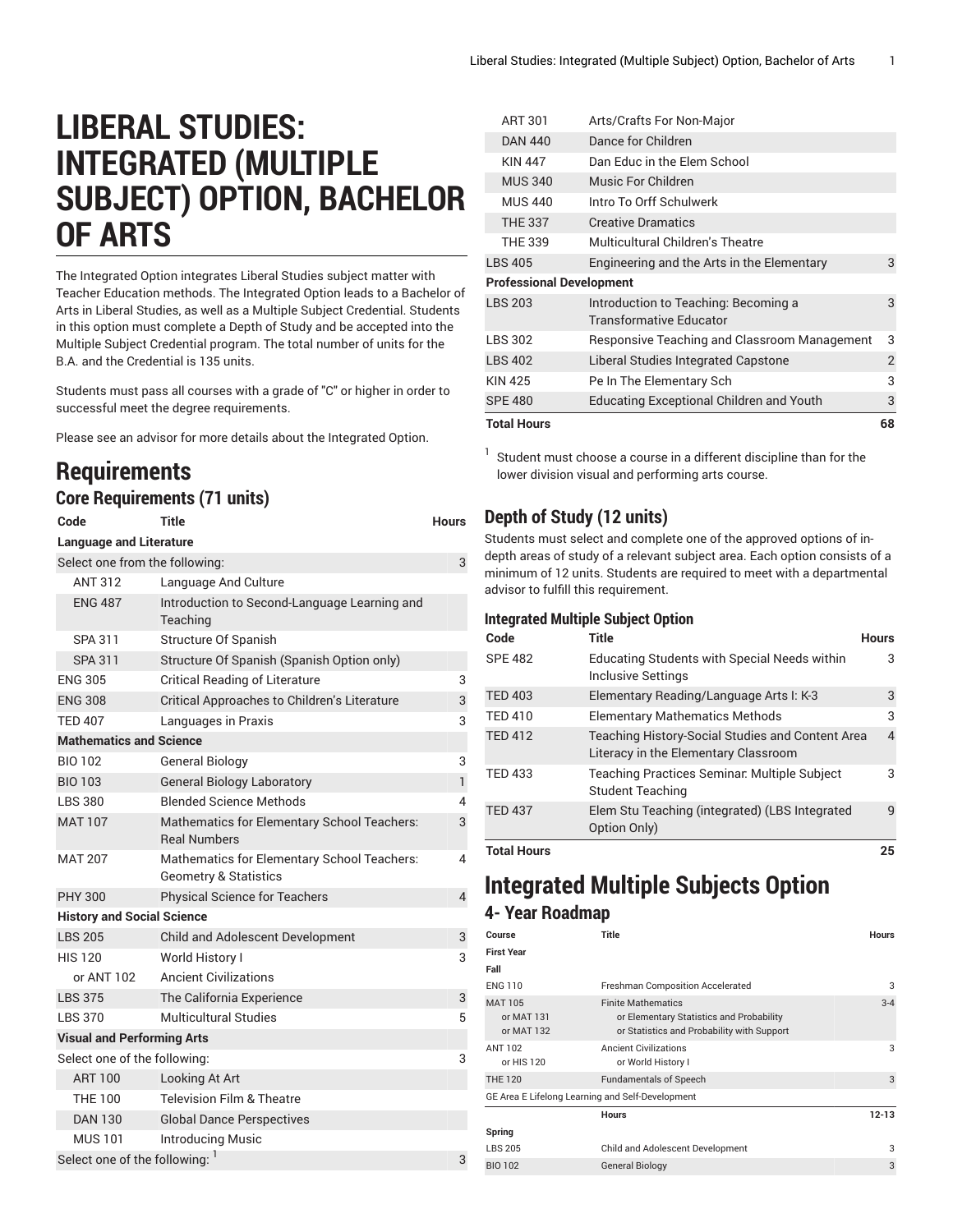# LIBERAL STUDIES: INTEGRATED (MULTIPLE SUBJECT) OPTION, BACHELOR OF ARTS

The Integrated Option integrates Liberal Studies subject matter with Teacher Education methods. The Integrated Option leads to a Bachelor of Arts in Liberal Studies, as well as a Multiple Subject Credential. Students in this option must complete a Depth of Study and be accepted into the Multiple Subject Credential program. The total number of units for the B.A. and the Credential is 135 units.

Students must pass all courses with a grade of "C" or higher in order to successful meet the degree requirements.

Please see an advisor for more details about the Integrated Option.

## Requirements

### Core Requirements (71 units)

| Code | Title | Hours |
|---|---|---|
| **Language and Literature** | | |
| Select one from the following: | | 3 |
| ANT 312 | Language And Culture | |
| ENG 487 | Introduction to Second-Language Learning and Teaching | |
| SPA 311 | Structure Of Spanish | |
| SPA 311 | Structure Of Spanish (Spanish Option only) | |
| ENG 305 | Critical Reading of Literature | 3 |
| ENG 308 | Critical Approaches to Children's Literature | 3 |
| TED 407 | Languages in Praxis | 3 |
| **Mathematics and Science** | | |
| BIO 102 | General Biology | 3 |
| BIO 103 | General Biology Laboratory | 1 |
| LBS 380 | Blended Science Methods | 4 |
| MAT 107 | Mathematics for Elementary School Teachers: Real Numbers | 3 |
| MAT 207 | Mathematics for Elementary School Teachers: Geometry & Statistics | 4 |
| PHY 300 | Physical Science for Teachers | 4 |
| **History and Social Science** | | |
| LBS 205 | Child and Adolescent Development | 3 |
| HIS 120 | World History I | 3 |
| or ANT 102 | Ancient Civilizations | |
| LBS 375 | The California Experience | 3 |
| LBS 370 | Multicultural Studies | 5 |
| **Visual and Performing Arts** | | |
| Select one of the following: | | 3 |
| ART 100 | Looking At Art | |
| THE 100 | Television Film & Theatre | |
| DAN 130 | Global Dance Perspectives | |
| MUS 101 | Introducing Music | |
| Select one of the following: [1] | | 3 |
| ART 301 | Arts/Crafts For Non-Major | |
| DAN 440 | Dance for Children | |
| KIN 447 | Dan Educ in the Elem School | |
| MUS 340 | Music For Children | |
| MUS 440 | Intro To Orff Schulwerk | |
| THE 337 | Creative Dramatics | |
| THE 339 | Multicultural Children's Theatre | |
| LBS 405 | Engineering and the Arts in the Elementary | 3 |
| **Professional Development** | | |
| LBS 203 | Introduction to Teaching: Becoming a Transformative Educator | 3 |
| LBS 302 | Responsive Teaching and Classroom Management | 3 |
| LBS 402 | Liberal Studies Integrated Capstone | 2 |
| KIN 425 | Pe In The Elementary Sch | 3 |
| SPE 480 | Educating Exceptional Children and Youth | 3 |
| **Total Hours** | | **68** |

[1] Student must choose a course in a different discipline than for the lower division visual and performing arts course.

### Depth of Study (12 units)

Students must select and complete one of the approved options of in-depth areas of study of a relevant subject area. Each option consists of a minimum of 12 units. Students are required to meet with a departmental advisor to fulfill this requirement.

#### Integrated Multiple Subject Option

| Code | Title | Hours |
|---|---|---|
| SPE 482 | Educating Students with Special Needs within Inclusive Settings | 3 |
| TED 403 | Elementary Reading/Language Arts I: K-3 | 3 |
| TED 410 | Elementary Mathematics Methods | 3 |
| TED 412 | Teaching History-Social Studies and Content Area Literacy in the Elementary Classroom | 4 |
| TED 433 | Teaching Practices Seminar: Multiple Subject Student Teaching | 3 |
| TED 437 | Elem Stu Teaching (integrated) (LBS Integrated Option Only) | 9 |
| **Total Hours** | | **25** |

## Integrated Multiple Subjects Option

### 4- Year Roadmap

| Course | Title | Hours |
|---|---|---|
| **First Year** | | |
| **Fall** | | |
| ENG 110 | Freshman Composition Accelerated | 3 |
| MAT 105<br>or MAT 131<br>or MAT 132 | Finite Mathematics<br>or Elementary Statistics and Probability<br>or Statistics and Probability with Support | 3-4 |
| ANT 102<br>or HIS 120 | Ancient Civilizations<br>or World History I | 3 |
| THE 120 | Fundamentals of Speech | 3 |
| GE Area E Lifelong Learning and Self-Development | | |
| | **Hours** | **12-13** |
| **Spring** | | |
| LBS 205 | Child and Adolescent Development | 3 |
| BIO 102 | General Biology | 3 |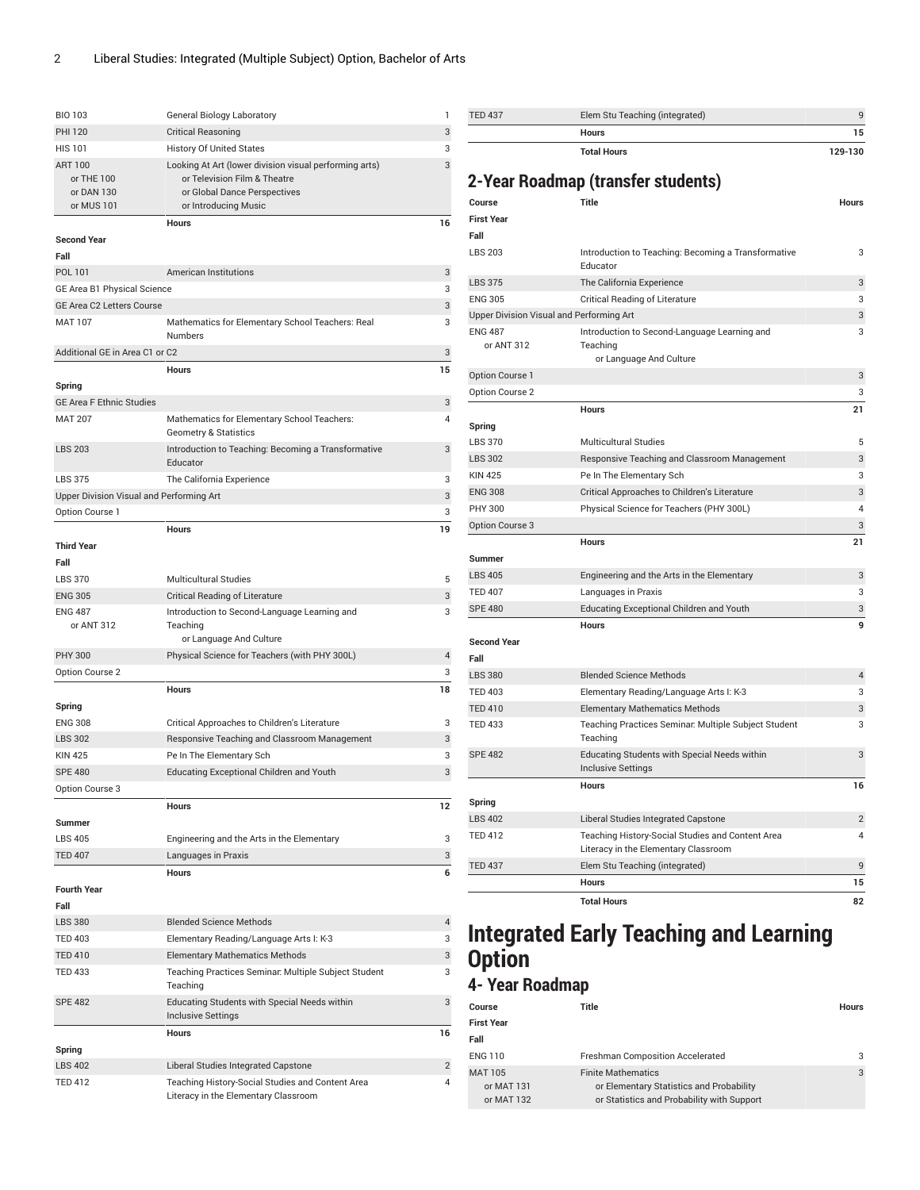| Course | Title | Hours |
| --- | --- | --- |
| BIO 103 | General Biology Laboratory | 1 |
| PHI 120 | Critical Reasoning | 3 |
| HIS 101 | History Of United States | 3 |
| ART 100<br>or THE 100<br>or DAN 130<br>or MUS 101 | Looking At Art (lower division visual performing arts)<br>or Television Film & Theatre<br>or Global Dance Perspectives<br>or Introducing Music | 3 |
| | Hours | 16 |
| **Second Year** | | |
| **Fall** | | |
| POL 101 | American Institutions | 3 |
| GE Area B1 Physical Science | | 3 |
| GE Area C2 Letters Course | | 3 |
| MAT 107 | Mathematics for Elementary School Teachers: Real Numbers | 3 |
| Additional GE in Area C1 or C2 | | 3 |
| | Hours | 15 |
| **Spring** | | |
| GE Area F Ethnic Studies | | 3 |
| MAT 207 | Mathematics for Elementary School Teachers: Geometry & Statistics | 4 |
| LBS 203 | Introduction to Teaching: Becoming a Transformative Educator | 3 |
| LBS 375 | The California Experience | 3 |
| Upper Division Visual and Performing Art | | 3 |
| Option Course 1 | | 3 |
| | Hours | 19 |
| **Third Year** | | |
| **Fall** | | |
| LBS 370 | Multicultural Studies | 5 |
| ENG 305 | Critical Reading of Literature | 3 |
| ENG 487<br>or ANT 312 | Introduction to Second-Language Learning and Teaching<br>or Language And Culture | 3 |
| PHY 300 | Physical Science for Teachers (with PHY 300L) | 4 |
| Option Course 2 | | 3 |
| | Hours | 18 |
| **Spring** | | |
| ENG 308 | Critical Approaches to Children's Literature | 3 |
| LBS 302 | Responsive Teaching and Classroom Management | 3 |
| KIN 425 | Pe In The Elementary Sch | 3 |
| SPE 480 | Educating Exceptional Children and Youth | 3 |
| Option Course 3 | | |
| | Hours | 12 |
| **Summer** | | |
| LBS 405 | Engineering and the Arts in the Elementary | 3 |
| TED 407 | Languages in Praxis | 3 |
| | Hours | 6 |
| **Fourth Year** | | |
| **Fall** | | |
| LBS 380 | Blended Science Methods | 4 |
| TED 403 | Elementary Reading/Language Arts I: K-3 | 3 |
| TED 410 | Elementary Mathematics Methods | 3 |
| TED 433 | Teaching Practices Seminar: Multiple Subject Student Teaching | 3 |
| SPE 482 | Educating Students with Special Needs within Inclusive Settings | 3 |
| | Hours | 16 |
| **Spring** | | |
| LBS 402 | Liberal Studies Integrated Capstone | 2 |
| TED 412 | Teaching History-Social Studies and Content Area Literacy in the Elementary Classroom | 4 |
| TED 437 | Elem Stu Teaching (integrated) | 9 |
| | Hours | 15 |
| | Total Hours | 129-130 |

## 2-Year Roadmap (transfer students)

| Course | Title | Hours |
| --- | --- | --- |
| **First Year** | | |
| **Fall** | | |
| LBS 203 | Introduction to Teaching: Becoming a Transformative Educator | 3 |
| LBS 375 | The California Experience | 3 |
| ENG 305 | Critical Reading of Literature | 3 |
| Upper Division Visual and Performing Art | | 3 |
| ENG 487<br>or ANT 312 | Introduction to Second-Language Learning and Teaching<br>or Language And Culture | 3 |
| Option Course 1 | | 3 |
| Option Course 2 | | 3 |
| | Hours | 21 |
| **Spring** | | |
| LBS 370 | Multicultural Studies | 5 |
| LBS 302 | Responsive Teaching and Classroom Management | 3 |
| KIN 425 | Pe In The Elementary Sch | 3 |
| ENG 308 | Critical Approaches to Children's Literature | 3 |
| PHY 300 | Physical Science for Teachers (PHY 300L) | 4 |
| Option Course 3 | | 3 |
| | Hours | 21 |
| **Summer** | | |
| LBS 405 | Engineering and the Arts in the Elementary | 3 |
| TED 407 | Languages in Praxis | 3 |
| SPE 480 | Educating Exceptional Children and Youth | 3 |
| | Hours | 9 |
| **Second Year** | | |
| **Fall** | | |
| LBS 380 | Blended Science Methods | 4 |
| TED 403 | Elementary Reading/Language Arts I: K-3 | 3 |
| TED 410 | Elementary Mathematics Methods | 3 |
| TED 433 | Teaching Practices Seminar: Multiple Subject Student Teaching | 3 |
| SPE 482 | Educating Students with Special Needs within Inclusive Settings | 3 |
| | Hours | 16 |
| **Spring** | | |
| LBS 402 | Liberal Studies Integrated Capstone | 2 |
| TED 412 | Teaching History-Social Studies and Content Area Literacy in the Elementary Classroom | 4 |
| TED 437 | Elem Stu Teaching (integrated) | 9 |
| | Hours | 15 |
| | Total Hours | 82 |

# Integrated Early Teaching and Learning Option

## 4- Year Roadmap

| Course | Title | Hours |
| --- | --- | --- |
| **First Year** | | |
| **Fall** | | |
| ENG 110 | Freshman Composition Accelerated | 3 |
| MAT 105<br>or MAT 131<br>or MAT 132 | Finite Mathematics<br>or Elementary Statistics and Probability<br>or Statistics and Probability with Support | 3 |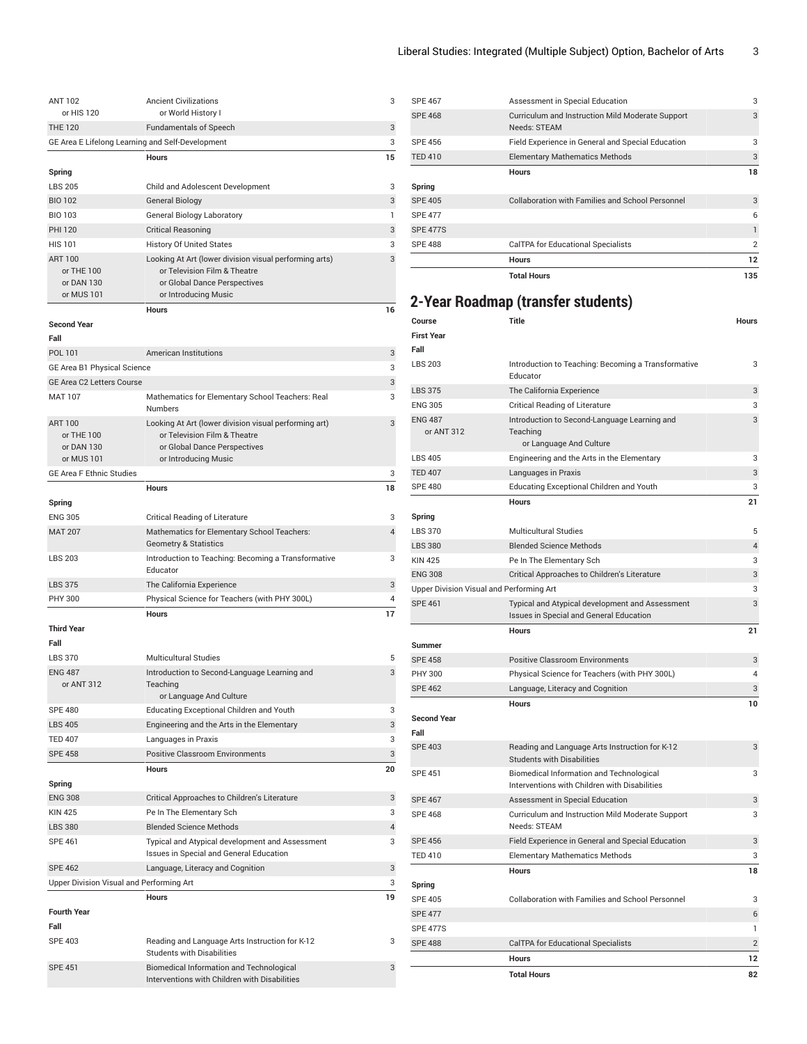| Course | Title | Hours |
|---|---|---|
| ANT 102 or HIS 120 | Ancient Civilizations or World History I | 3 |
| THE 120 | Fundamentals of Speech | 3 |
| GE Area E Lifelong Learning and Self-Development | | 3 |
| | **Hours** | **15** |
| **Spring** | | |
| LBS 205 | Child and Adolescent Development | 3 |
| BIO 102 | General Biology | 3 |
| BIO 103 | General Biology Laboratory | 1 |
| PHI 120 | Critical Reasoning | 3 |
| HIS 101 | History Of United States | 3 |
| ART 100 or THE 100 or DAN 130 or MUS 101 | Looking At Art (lower division visual performing arts) or Television Film & Theatre or Global Dance Perspectives or Introducing Music | 3 |
| | **Hours** | **16** |
| **Second Year** | | |
| **Fall** | | |
| POL 101 | American Institutions | 3 |
| GE Area B1 Physical Science | | 3 |
| GE Area C2 Letters Course | | 3 |
| MAT 107 | Mathematics for Elementary School Teachers: Real Numbers | 3 |
| ART 100 or THE 100 or DAN 130 or MUS 101 | Looking At Art (lower division visual performing art) or Television Film & Theatre or Global Dance Perspectives or Introducing Music | 3 |
| GE Area F Ethnic Studies | | 3 |
| | **Hours** | **18** |
| **Spring** | | |
| ENG 305 | Critical Reading of Literature | 3 |
| MAT 207 | Mathematics for Elementary School Teachers: Geometry & Statistics | 4 |
| LBS 203 | Introduction to Teaching: Becoming a Transformative Educator | 3 |
| LBS 375 | The California Experience | 3 |
| PHY 300 | Physical Science for Teachers (with PHY 300L) | 4 |
| | **Hours** | **17** |
| **Third Year** | | |
| **Fall** | | |
| LBS 370 | Multicultural Studies | 5 |
| ENG 487 or ANT 312 | Introduction to Second-Language Learning and Teaching or Language And Culture | 3 |
| SPE 480 | Educating Exceptional Children and Youth | 3 |
| LBS 405 | Engineering and the Arts in the Elementary | 3 |
| TED 407 | Languages in Praxis | 3 |
| SPE 458 | Positive Classroom Environments | 3 |
| | **Hours** | **20** |
| **Spring** | | |
| ENG 308 | Critical Approaches to Children's Literature | 3 |
| KIN 425 | Pe In The Elementary Sch | 3 |
| LBS 380 | Blended Science Methods | 4 |
| SPE 461 | Typical and Atypical development and Assessment Issues in Special and General Education | 3 |
| SPE 462 | Language, Literacy and Cognition | 3 |
| Upper Division Visual and Performing Art | | 3 |
| | **Hours** | **19** |
| **Fourth Year** | | |
| **Fall** | | |
| SPE 403 | Reading and Language Arts Instruction for K-12 Students with Disabilities | 3 |
| SPE 451 | Biomedical Information and Technological Interventions with Children with Disabilities | 3 |
| SPE 467 | Assessment in Special Education | 3 |
| SPE 468 | Curriculum and Instruction Mild Moderate Support Needs: STEAM | 3 |
| SPE 456 | Field Experience in General and Special Education | 3 |
| TED 410 | Elementary Mathematics Methods | 3 |
| | **Hours** | **18** |
| **Spring** | | |
| SPE 405 | Collaboration with Families and School Personnel | 3 |
| SPE 477 | | 6 |
| SPE 477S | | 1 |
| SPE 488 | CalTPA for Educational Specialists | 2 |
| | **Hours** | **12** |
| | **Total Hours** | **135** |

## 2-Year Roadmap (transfer students)

| Course | Title | Hours |
|---|---|---|
| **First Year** | | |
| **Fall** | | |
| LBS 203 | Introduction to Teaching: Becoming a Transformative Educator | 3 |
| LBS 375 | The California Experience | 3 |
| ENG 305 | Critical Reading of Literature | 3 |
| ENG 487 or ANT 312 | Introduction to Second-Language Learning and Teaching or Language And Culture | 3 |
| LBS 405 | Engineering and the Arts in the Elementary | 3 |
| TED 407 | Languages in Praxis | 3 |
| SPE 480 | Educating Exceptional Children and Youth | 3 |
| | **Hours** | **21** |
| **Spring** | | |
| LBS 370 | Multicultural Studies | 5 |
| LBS 380 | Blended Science Methods | 4 |
| KIN 425 | Pe In The Elementary Sch | 3 |
| ENG 308 | Critical Approaches to Children's Literature | 3 |
| Upper Division Visual and Performing Art | | 3 |
| SPE 461 | Typical and Atypical development and Assessment Issues in Special and General Education | 3 |
| | **Hours** | **21** |
| **Summer** | | |
| SPE 458 | Positive Classroom Environments | 3 |
| PHY 300 | Physical Science for Teachers (with PHY 300L) | 4 |
| SPE 462 | Language, Literacy and Cognition | 3 |
| | **Hours** | **10** |
| **Second Year** | | |
| **Fall** | | |
| SPE 403 | Reading and Language Arts Instruction for K-12 Students with Disabilities | 3 |
| SPE 451 | Biomedical Information and Technological Interventions with Children with Disabilities | 3 |
| SPE 467 | Assessment in Special Education | 3 |
| SPE 468 | Curriculum and Instruction Mild Moderate Support Needs: STEAM | 3 |
| SPE 456 | Field Experience in General and Special Education | 3 |
| TED 410 | Elementary Mathematics Methods | 3 |
| | **Hours** | **18** |
| **Spring** | | |
| SPE 405 | Collaboration with Families and School Personnel | 3 |
| SPE 477 | | 6 |
| SPE 477S | | 1 |
| SPE 488 | CalTPA for Educational Specialists | 2 |
| | **Hours** | **12** |
| | **Total Hours** | **82** |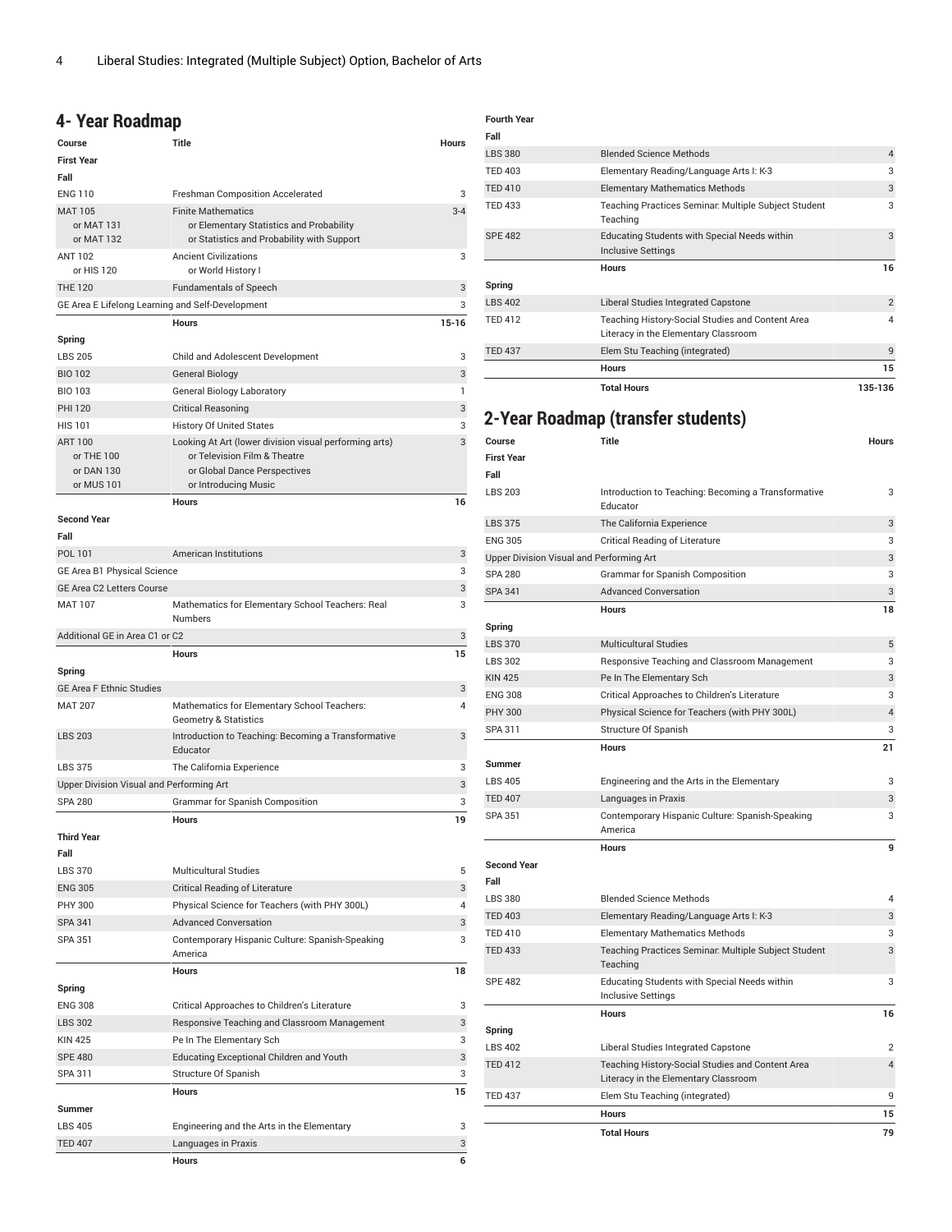## 4- Year Roadmap

| Course | Title | Hours |
|---|---|---|
| **First Year** | | |
| **Fall** | | |
| ENG 110 | Freshman Composition Accelerated | 3 |
| MAT 105<br>or MAT 131<br>or MAT 132 | Finite Mathematics<br>or Elementary Statistics and Probability<br>or Statistics and Probability with Support | 3-4 |
| ANT 102<br>or HIS 120 | Ancient Civilizations<br>or World History I | 3 |
| THE 120 | Fundamentals of Speech | 3 |
| GE Area E Lifelong Learning and Self-Development | | 3 |
| | **Hours** | **15-16** |
| **Spring** | | |
| LBS 205 | Child and Adolescent Development | 3 |
| BIO 102 | General Biology | 3 |
| BIO 103 | General Biology Laboratory | 1 |
| PHI 120 | Critical Reasoning | 3 |
| HIS 101 | History Of United States | 3 |
| ART 100<br>or THE 100<br>or DAN 130<br>or MUS 101 | Looking At Art (lower division visual performing arts)<br>or Television Film & Theatre<br>or Global Dance Perspectives<br>or Introducing Music | 3 |
| | **Hours** | **16** |
| **Second Year** | | |
| **Fall** | | |
| POL 101 | American Institutions | 3 |
| GE Area B1 Physical Science | | 3 |
| GE Area C2 Letters Course | | 3 |
| MAT 107 | Mathematics for Elementary School Teachers: Real Numbers | 3 |
| Additional GE in Area C1 or C2 | | 3 |
| | **Hours** | **15** |
| **Spring** | | |
| GE Area F Ethnic Studies | | 3 |
| MAT 207 | Mathematics for Elementary School Teachers: Geometry & Statistics | 4 |
| LBS 203 | Introduction to Teaching: Becoming a Transformative Educator | 3 |
| LBS 375 | The California Experience | 3 |
| Upper Division Visual and Performing Art | | 3 |
| SPA 280 | Grammar for Spanish Composition | 3 |
| | **Hours** | **19** |
| **Third Year** | | |
| **Fall** | | |
| LBS 370 | Multicultural Studies | 5 |
| ENG 305 | Critical Reading of Literature | 3 |
| PHY 300 | Physical Science for Teachers (with PHY 300L) | 4 |
| SPA 341 | Advanced Conversation | 3 |
| SPA 351 | Contemporary Hispanic Culture: Spanish-Speaking America | 3 |
| | **Hours** | **18** |
| **Spring** | | |
| ENG 308 | Critical Approaches to Children's Literature | 3 |
| LBS 302 | Responsive Teaching and Classroom Management | 3 |
| KIN 425 | Pe In The Elementary Sch | 3 |
| SPE 480 | Educating Exceptional Children and Youth | 3 |
| SPA 311 | Structure Of Spanish | 3 |
| | **Hours** | **15** |
| **Summer** | | |
| LBS 405 | Engineering and the Arts in the Elementary | 3 |
| TED 407 | Languages in Praxis | 3 |
| | **Hours** | **6** |
| **Fourth Year** | | |
| **Fall** | | |
| LBS 380 | Blended Science Methods | 4 |
| TED 403 | Elementary Reading/Language Arts I: K-3 | 3 |
| TED 410 | Elementary Mathematics Methods | 3 |
| TED 433 | Teaching Practices Seminar: Multiple Subject Student Teaching | 3 |
| SPE 482 | Educating Students with Special Needs within Inclusive Settings | 3 |
| | **Hours** | **16** |
| **Spring** | | |
| LBS 402 | Liberal Studies Integrated Capstone | 2 |
| TED 412 | Teaching History-Social Studies and Content Area Literacy in the Elementary Classroom | 4 |
| TED 437 | Elem Stu Teaching (integrated) | 9 |
| | **Hours** | **15** |
| | **Total Hours** | **135-136** |

## 2-Year Roadmap (transfer students)

| Course | Title | Hours |
|---|---|---|
| **First Year** | | |
| **Fall** | | |
| LBS 203 | Introduction to Teaching: Becoming a Transformative Educator | 3 |
| LBS 375 | The California Experience | 3 |
| ENG 305 | Critical Reading of Literature | 3 |
| Upper Division Visual and Performing Art | | 3 |
| SPA 280 | Grammar for Spanish Composition | 3 |
| SPA 341 | Advanced Conversation | 3 |
| | **Hours** | **18** |
| **Spring** | | |
| LBS 370 | Multicultural Studies | 5 |
| LBS 302 | Responsive Teaching and Classroom Management | 3 |
| KIN 425 | Pe In The Elementary Sch | 3 |
| ENG 308 | Critical Approaches to Children's Literature | 3 |
| PHY 300 | Physical Science for Teachers (with PHY 300L) | 4 |
| SPA 311 | Structure Of Spanish | 3 |
| | **Hours** | **21** |
| **Summer** | | |
| LBS 405 | Engineering and the Arts in the Elementary | 3 |
| TED 407 | Languages in Praxis | 3 |
| SPA 351 | Contemporary Hispanic Culture: Spanish-Speaking America | 3 |
| | **Hours** | **9** |
| **Second Year** | | |
| **Fall** | | |
| LBS 380 | Blended Science Methods | 4 |
| TED 403 | Elementary Reading/Language Arts I: K-3 | 3 |
| TED 410 | Elementary Mathematics Methods | 3 |
| TED 433 | Teaching Practices Seminar: Multiple Subject Student Teaching | 3 |
| SPE 482 | Educating Students with Special Needs within Inclusive Settings | 3 |
| | **Hours** | **16** |
| **Spring** | | |
| LBS 402 | Liberal Studies Integrated Capstone | 2 |
| TED 412 | Teaching History-Social Studies and Content Area Literacy in the Elementary Classroom | 4 |
| TED 437 | Elem Stu Teaching (integrated) | 9 |
| | **Hours** | **15** |
| | **Total Hours** | **79** |